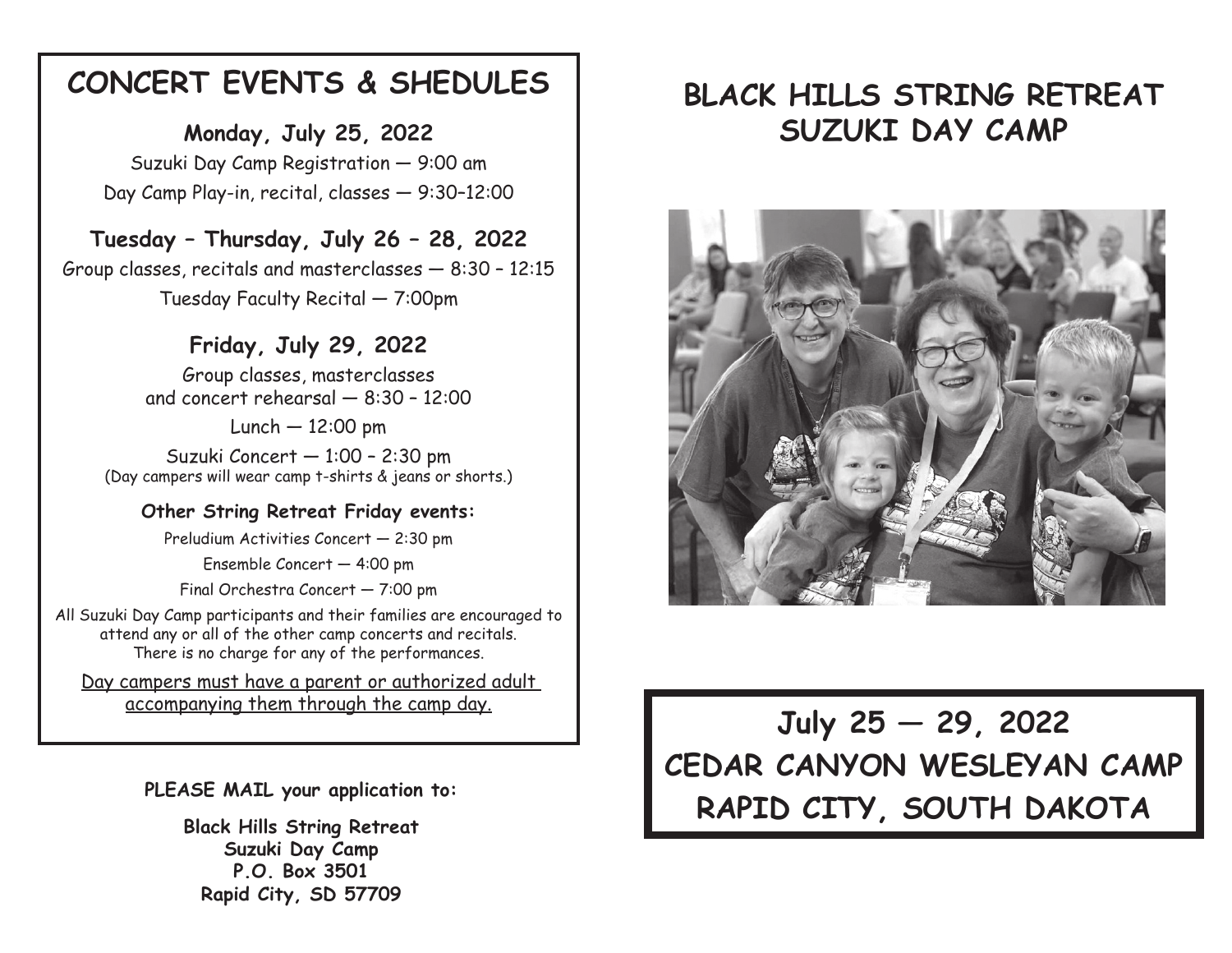## CONCERT EVENTS & SHEDULES

### Monday, July 25, 2022

Suzuki Day Camp Registration — 9:00 am

Day Camp Play-in, recital, classes — 9:30–12:00

### Tuesday – Thursday, July 26 – 28, 2022

Group classes, recitals and masterclasses — 8:30 – 12:15

Tuesday Faculty Recital — 7:00pm

### Friday, July 29, 2022

Group classes, masterclasses
and concert rehearsal — 8:30 – 12:00

Lunch — 12:00 pm

Suzuki Concert — 1:00 – 2:30 pm
(Day campers will wear camp t-shirts & jeans or shorts.)

**Other String Retreat Friday events:**

Preludium Activities Concert — 2:30 pm

Ensemble Concert — 4:00 pm

Final Orchestra Concert — 7:00 pm

All Suzuki Day Camp participants and their families are encouraged to attend any or all of the other camp concerts and recitals. There is no charge for any of the performances.

Day campers must have a parent or authorized adult accompanying them through the camp day.

**PLEASE MAIL your application to:**

**Black Hills String Retreat**
**Suzuki Day Camp**
**P.O. Box 3501**
**Rapid City, SD 57709**

# BLACK HILLS STRING RETREAT SUZUKI DAY CAMP

## July 25 — 29, 2022
## CEDAR CANYON WESLEYAN CAMP
## RAPID CITY, SOUTH DAKOTA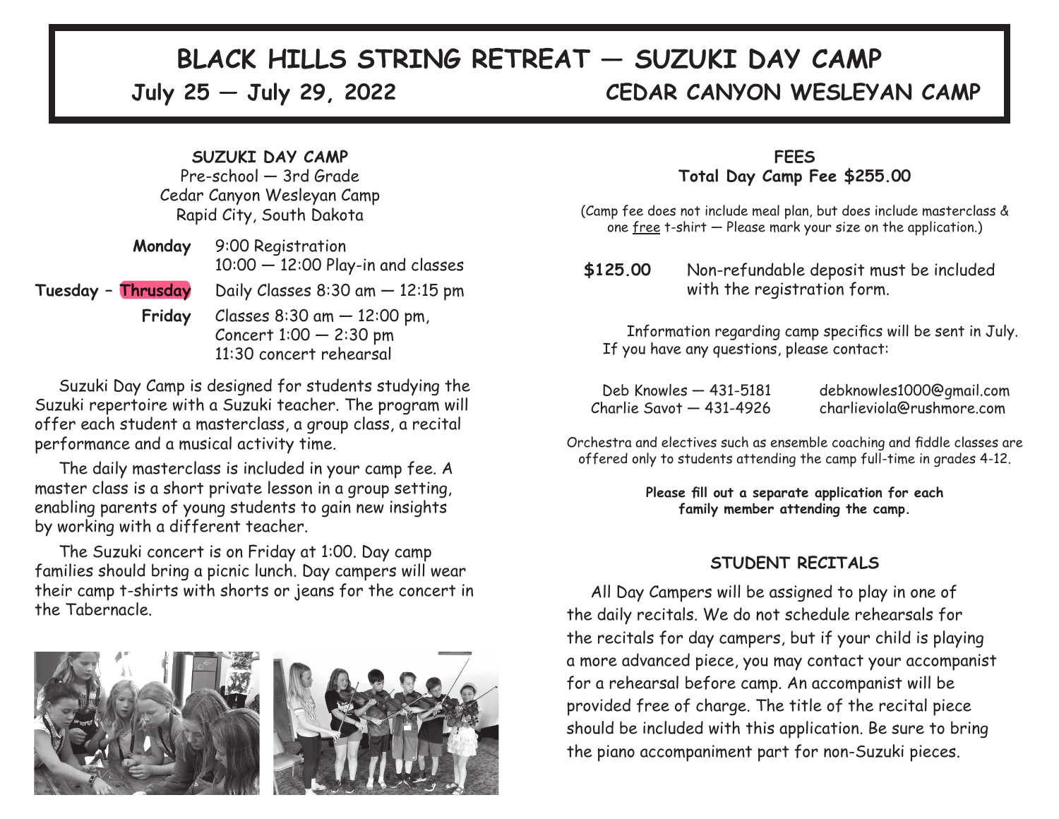# BLACK HILLS STRING RETREAT — SUZUKI DAY CAMP

**July 25 — July 29, 2022** **CEDAR CANYON WESLEYAN CAMP**

### SUZUKI DAY CAMP

Pre-school — 3rd Grade
Cedar Canyon Wesleyan Camp
Rapid City, South Dakota

| | |
|---|---|
| **Monday** | 9:00 Registration<br>10:00 — 12:00 Play-in and classes |
| **Tuesday – Thrusday** | Daily Classes 8:30 am — 12:15 pm |
| **Friday** | Classes 8:30 am — 12:00 pm,<br>Concert 1:00 — 2:30 pm<br>11:30 concert rehearsal |

Suzuki Day Camp is designed for students studying the Suzuki repertoire with a Suzuki teacher. The program will offer each student a masterclass, a group class, a recital performance and a musical activity time.

The daily masterclass is included in your camp fee. A master class is a short private lesson in a group setting, enabling parents of young students to gain new insights by working with a different teacher.

The Suzuki concert is on Friday at 1:00. Day camp families should bring a picnic lunch. Day campers will wear their camp t-shirts with shorts or jeans for the concert in the Tabernacle.

### FEES

**Total Day Camp Fee $255.00**

(Camp fee does not include meal plan, but does include masterclass & one free t-shirt — Please mark your size on the application.)

**$125.00** Non-refundable deposit must be included with the registration form.

Information regarding camp specifics will be sent in July. If you have any questions, please contact:

| | |
|---|---|
| Deb Knowles — 431-5181 | debknowles1000@gmail.com |
| Charlie Savot — 431-4926 | charlieviola@rushmore.com |

Orchestra and electives such as ensemble coaching and fiddle classes are offered only to students attending the camp full-time in grades 4-12.

**Please fill out a separate application for each family member attending the camp.**

### STUDENT RECITALS

All Day Campers will be assigned to play in one of the daily recitals. We do not schedule rehearsals for the recitals for day campers, but if your child is playing a more advanced piece, you may contact your accompanist for a rehearsal before camp. An accompanist will be provided free of charge. The title of the recital piece should be included with this application. Be sure to bring the piano accompaniment part for non-Suzuki pieces.